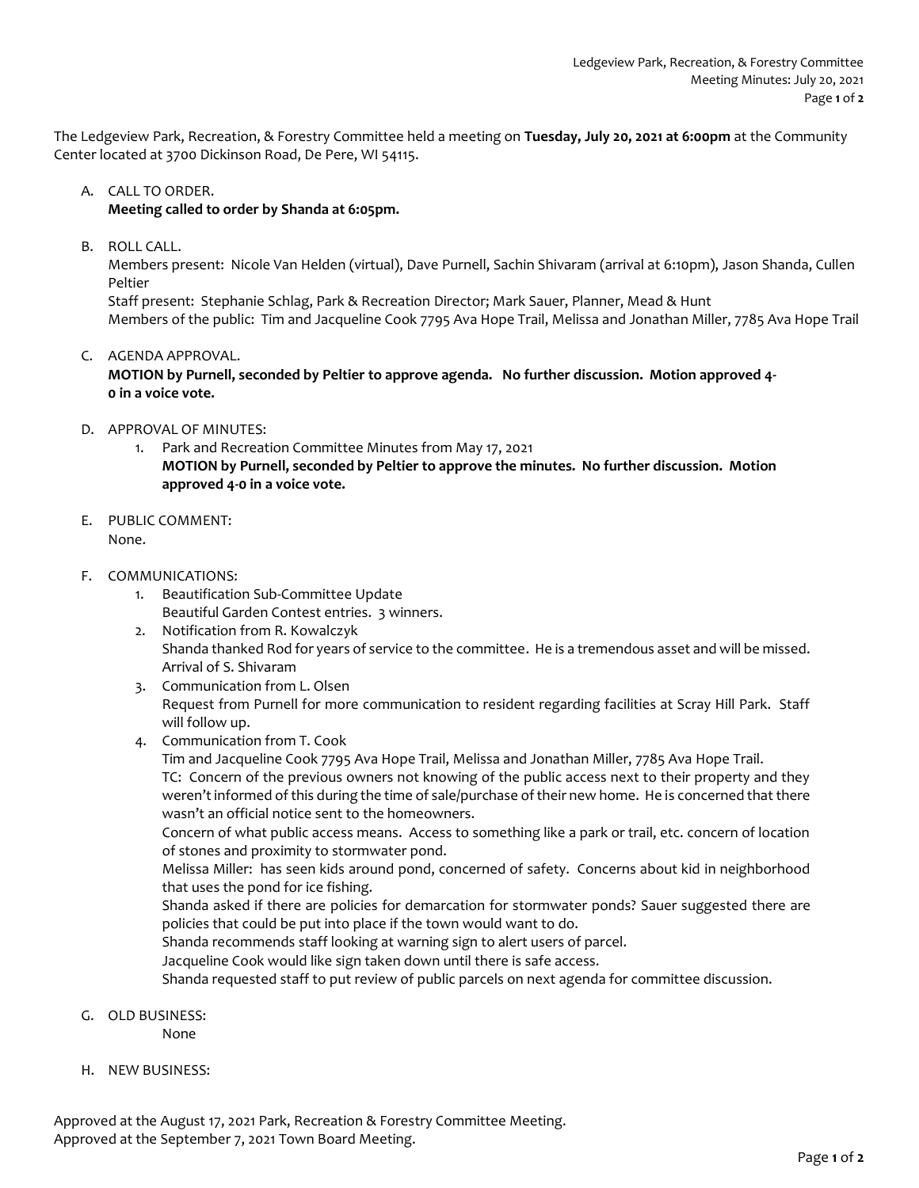The Ledgeview Park, Recreation, & Forestry Committee held a meeting on **Tuesday, July 20, 2021 at 6:00pm** at the Community Center located at 3700 Dickinson Road, De Pere, WI 54115.

A. CALL TO ORDER.
   **Meeting called to order by Shanda at 6:05pm.**

B. ROLL CALL.
   Members present: Nicole Van Helden (virtual), Dave Purnell, Sachin Shivaram (arrival at 6:10pm), Jason Shanda, Cullen Peltier
   Staff present: Stephanie Schlag, Park & Recreation Director; Mark Sauer, Planner, Mead & Hunt
   Members of the public: Tim and Jacqueline Cook 7795 Ava Hope Trail, Melissa and Jonathan Miller, 7785 Ava Hope Trail

C. AGENDA APPROVAL.
   **MOTION by Purnell, seconded by Peltier to approve agenda. No further discussion. Motion approved 4-0 in a voice vote.**

D. APPROVAL OF MINUTES:
   1. Park and Recreation Committee Minutes from May 17, 2021
      **MOTION by Purnell, seconded by Peltier to approve the minutes. No further discussion. Motion approved 4-0 in a voice vote.**

E. PUBLIC COMMENT:
   None.

F. COMMUNICATIONS:
   1. Beautification Sub-Committee Update
      Beautiful Garden Contest entries. 3 winners.
   2. Notification from R. Kowalczyk
      Shanda thanked Rod for years of service to the committee. He is a tremendous asset and will be missed.
      Arrival of S. Shivaram
   3. Communication from L. Olsen
      Request from Purnell for more communication to resident regarding facilities at Scray Hill Park. Staff will follow up.
   4. Communication from T. Cook
      Tim and Jacqueline Cook 7795 Ava Hope Trail, Melissa and Jonathan Miller, 7785 Ava Hope Trail.
      TC: Concern of the previous owners not knowing of the public access next to their property and they weren't informed of this during the time of sale/purchase of their new home. He is concerned that there wasn't an official notice sent to the homeowners.
      Concern of what public access means. Access to something like a park or trail, etc. concern of location of stones and proximity to stormwater pond.
      Melissa Miller: has seen kids around pond, concerned of safety. Concerns about kid in neighborhood that uses the pond for ice fishing.
      Shanda asked if there are policies for demarcation for stormwater ponds? Sauer suggested there are policies that could be put into place if the town would want to do.
      Shanda recommends staff looking at warning sign to alert users of parcel.
      Jacqueline Cook would like sign taken down until there is safe access.
      Shanda requested staff to put review of public parcels on next agenda for committee discussion.

G. OLD BUSINESS:
   None

H. NEW BUSINESS:

Approved at the August 17, 2021 Park, Recreation & Forestry Committee Meeting.
Approved at the September 7, 2021 Town Board Meeting.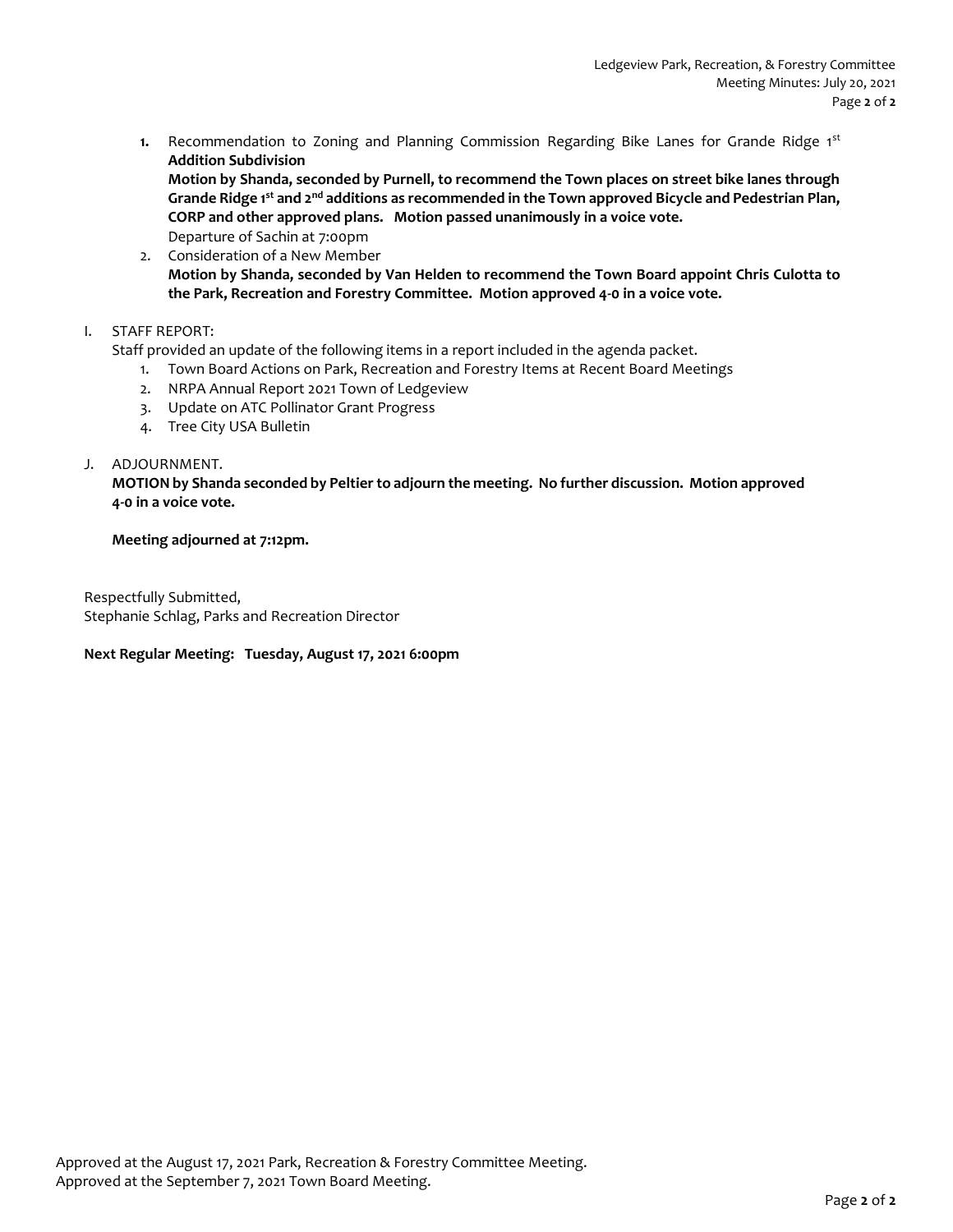1. Recommendation to Zoning and Planning Commission Regarding Bike Lanes for Grande Ridge 1st **Addition Subdivision**
   **Motion by Shanda, seconded by Purnell, to recommend the Town places on street bike lanes through Grande Ridge 1st and 2nd additions as recommended in the Town approved Bicycle and Pedestrian Plan, CORP and other approved plans. Motion passed unanimously in a voice vote.**
   Departure of Sachin at 7:00pm
2. Consideration of a New Member
   **Motion by Shanda, seconded by Van Helden to recommend the Town Board appoint Chris Culotta to the Park, Recreation and Forestry Committee. Motion approved 4-0 in a voice vote.**

I. STAFF REPORT:
Staff provided an update of the following items in a report included in the agenda packet.
1. Town Board Actions on Park, Recreation and Forestry Items at Recent Board Meetings
2. NRPA Annual Report 2021 Town of Ledgeview
3. Update on ATC Pollinator Grant Progress
4. Tree City USA Bulletin

J. ADJOURNMENT.
**MOTION by Shanda seconded by Peltier to adjourn the meeting. No further discussion. Motion approved 4-0 in a voice vote.**

**Meeting adjourned at 7:12pm.**

Respectfully Submitted,
Stephanie Schlag, Parks and Recreation Director

**Next Regular Meeting: Tuesday, August 17, 2021 6:00pm**

Approved at the August 17, 2021 Park, Recreation & Forestry Committee Meeting.
Approved at the September 7, 2021 Town Board Meeting.